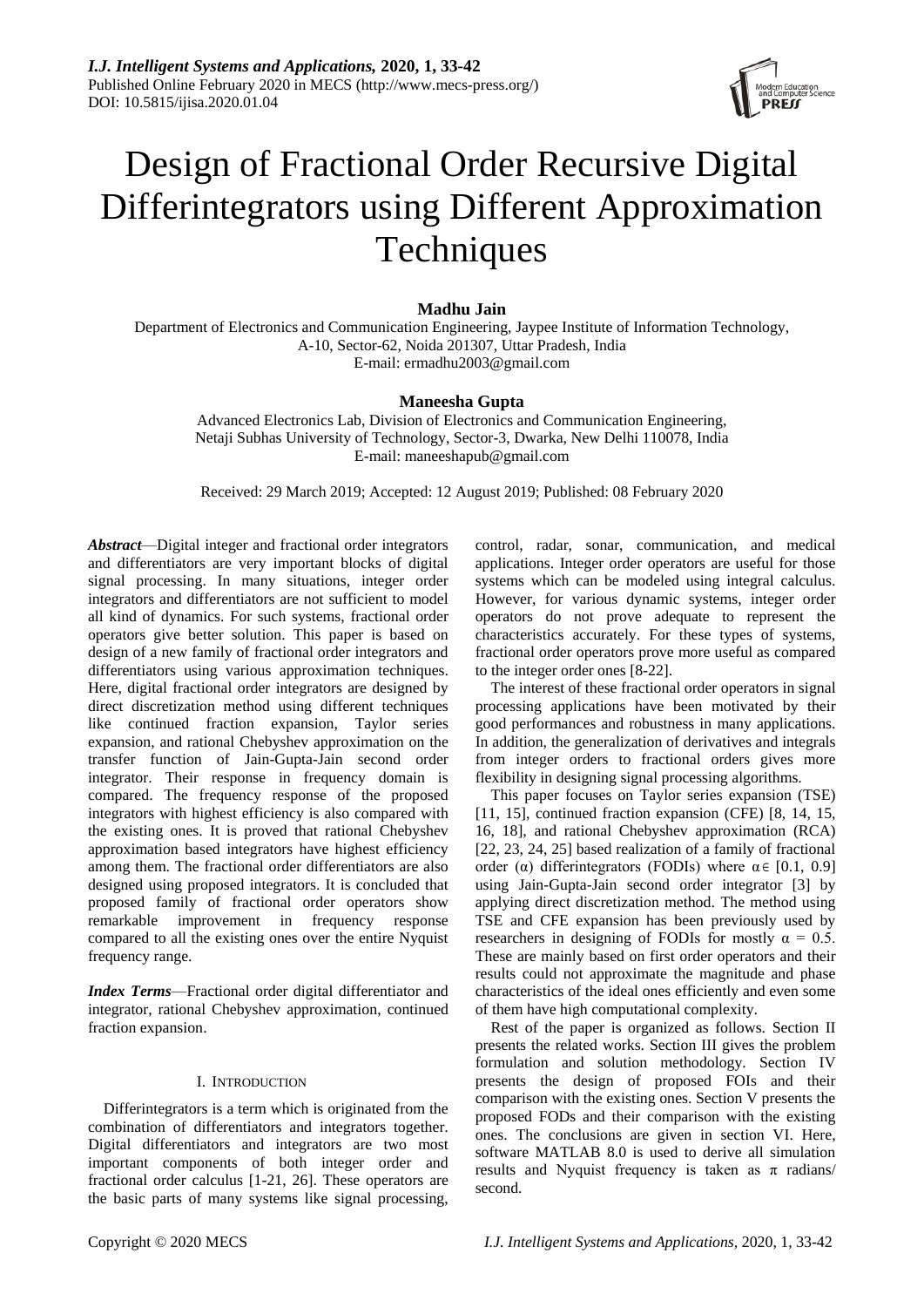# Design of Fractional Order Recursive Digital Differintegrators using Different Approximation Techniques

**Madhu Jain**

Department of Electronics and Communication Engineering, Jaypee Institute of Information Technology, A-10, Sector-62, Noida 201307, Uttar Pradesh, India
E-mail: ermadhu2003@gmail.com

**Maneesha Gupta**

Advanced Electronics Lab, Division of Electronics and Communication Engineering, Netaji Subhas University of Technology, Sector-3, Dwarka, New Delhi 110078, India
E-mail: maneeshapub@gmail.com

Received: 29 March 2019; Accepted: 12 August 2019; Published: 08 February 2020

***Abstract***—Digital integer and fractional order integrators and differentiators are very important blocks of digital signal processing. In many situations, integer order integrators and differentiators are not sufficient to model all kind of dynamics. For such systems, fractional order operators give better solution. This paper is based on design of a new family of fractional order integrators and differentiators using various approximation techniques. Here, digital fractional order integrators are designed by direct discretization method using different techniques like continued fraction expansion, Taylor series expansion, and rational Chebyshev approximation on the transfer function of Jain-Gupta-Jain second order integrator. Their response in frequency domain is compared. The frequency response of the proposed integrators with highest efficiency is also compared with the existing ones. It is proved that rational Chebyshev approximation based integrators have highest efficiency among them. The fractional order differentiators are also designed using proposed integrators. It is concluded that proposed family of fractional order operators show remarkable improvement in frequency response compared to all the existing ones over the entire Nyquist frequency range.

***Index Terms***—Fractional order digital differentiator and integrator, rational Chebyshev approximation, continued fraction expansion.

## I. Introduction

Differintegrators is a term which is originated from the combination of differentiators and integrators together. Digital differentiators and integrators are two most important components of both integer order and fractional order calculus [1-21, 26]. These operators are the basic parts of many systems like signal processing, control, radar, sonar, communication, and medical applications. Integer order operators are useful for those systems which can be modeled using integral calculus. However, for various dynamic systems, integer order operators do not prove adequate to represent the characteristics accurately. For these types of systems, fractional order operators prove more useful as compared to the integer order ones [8-22].

The interest of these fractional order operators in signal processing applications have been motivated by their good performances and robustness in many applications. In addition, the generalization of derivatives and integrals from integer orders to fractional orders gives more flexibility in designing signal processing algorithms.

This paper focuses on Taylor series expansion (TSE) [11, 15], continued fraction expansion (CFE) [8, 14, 15, 16, 18], and rational Chebyshev approximation (RCA) [22, 23, 24, 25] based realization of a family of fractional order ($\alpha$) differintegrators (FODIs) where $\alpha \in [0.1, 0.9]$ using Jain-Gupta-Jain second order integrator [3] by applying direct discretization method. The method using TSE and CFE expansion has been previously used by researchers in designing of FODIs for mostly $\alpha = 0.5$. These are mainly based on first order operators and their results could not approximate the magnitude and phase characteristics of the ideal ones efficiently and even some of them have high computational complexity.

Rest of the paper is organized as follows. Section II presents the related works. Section III gives the problem formulation and solution methodology. Section IV presents the design of proposed FOIs and their comparison with the existing ones. Section V presents the proposed FODs and their comparison with the existing ones. The conclusions are given in section VI. Here, software MATLAB 8.0 is used to derive all simulation results and Nyquist frequency is taken as $\pi$ radians/ second.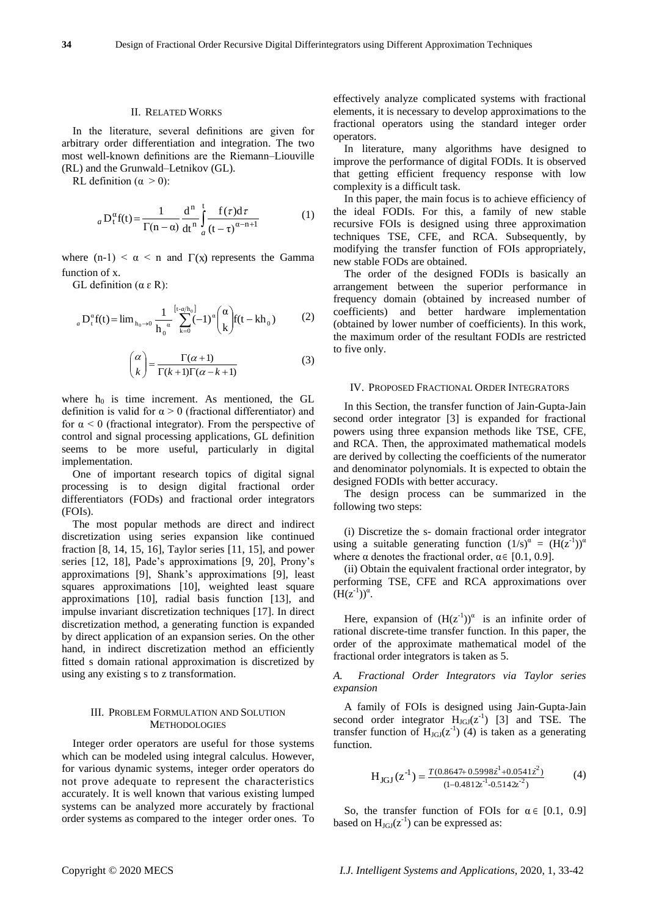## II. Related Works

In the literature, several definitions are given for arbitrary order differentiation and integration. The two most well-known definitions are the Riemann–Liouville (RL) and the Grunwald–Letnikov (GL).

RL definition ($\alpha > 0$):

$$ {}_aD_t^{\alpha}f(t) = \frac{1}{\Gamma(n-\alpha)}\frac{d^n}{dt^n}\int_a^t \frac{f(\tau)d\tau}{(t-\tau)^{\alpha-n+1}} \tag{1} $$

where $(n-1) < \alpha < n$ and $\Gamma(x)$ represents the Gamma function of x.

GL definition ($\alpha \varepsilon R$):

$$ {}_aD_t^{\alpha}f(t) = \lim_{h_0 \to 0}\frac{1}{h_0^{\alpha}}\sum_{k=0}^{[t-a/h_0]}(-1)^{\alpha}\binom{\alpha}{k}f(t-kh_0) \tag{2} $$

$$ \binom{\alpha}{k} = \frac{\Gamma(\alpha+1)}{\Gamma(k+1)\Gamma(\alpha-k+1)} \tag{3} $$

where $h_0$ is time increment. As mentioned, the GL definition is valid for $\alpha > 0$ (fractional differentiator) and for $\alpha < 0$ (fractional integrator). From the perspective of control and signal processing applications, GL definition seems to be more useful, particularly in digital implementation.

One of important research topics of digital signal processing is to design digital fractional order differentiators (FODs) and fractional order integrators (FOIs).

The most popular methods are direct and indirect discretization using series expansion like continued fraction [8, 14, 15, 16], Taylor series [11, 15], and power series [12, 18], Pade's approximations [9, 20], Prony's approximations [9], Shank's approximations [9], least squares approximations [10], weighted least square approximations [10], radial basis function [13], and impulse invariant discretization techniques [17]. In direct discretization method, a generating function is expanded by direct application of an expansion series. On the other hand, in indirect discretization method an efficiently fitted s domain rational approximation is discretized by using any existing s to z transformation.

## III. Problem Formulation and Solution Methodologies

Integer order operators are useful for those systems which can be modeled using integral calculus. However, for various dynamic systems, integer order operators do not prove adequate to represent the characteristics accurately. It is well known that various existing lumped systems can be analyzed more accurately by fractional order systems as compared to the integer order ones. To effectively analyze complicated systems with fractional elements, it is necessary to develop approximations to the fractional operators using the standard integer order operators.

In literature, many algorithms have designed to improve the performance of digital FODIs. It is observed that getting efficient frequency response with low complexity is a difficult task.

In this paper, the main focus is to achieve efficiency of the ideal FODIs. For this, a family of new stable recursive FOIs is designed using three approximation techniques TSE, CFE, and RCA. Subsequently, by modifying the transfer function of FOIs appropriately, new stable FODs are obtained.

The order of the designed FODIs is basically an arrangement between the superior performance in frequency domain (obtained by increased number of coefficients) and better hardware implementation (obtained by lower number of coefficients). In this work, the maximum order of the resultant FODIs are restricted to five only.

## IV. Proposed Fractional Order Integrators

In this Section, the transfer function of Jain-Gupta-Jain second order integrator [3] is expanded for fractional powers using three expansion methods like TSE, CFE, and RCA. Then, the approximated mathematical models are derived by collecting the coefficients of the numerator and denominator polynomials. It is expected to obtain the designed FODIs with better accuracy.

The design process can be summarized in the following two steps:

(i) Discretize the s- domain fractional order integrator using a suitable generating function $(1/s)^{\alpha} = (H(z^{-1}))^{\alpha}$ where $\alpha$ denotes the fractional order, $\alpha \in [0.1, 0.9]$.

(ii) Obtain the equivalent fractional order integrator, by performing TSE, CFE and RCA approximations over $(H(z^{-1}))^{\alpha}$.

Here, expansion of $(H(z^{-1}))^{\alpha}$ is an infinite order of rational discrete-time transfer function. In this paper, the order of the approximate mathematical model of the fractional order integrators is taken as 5.

### A. Fractional Order Integrators via Taylor series expansion

A family of FOIs is designed using Jain-Gupta-Jain second order integrator $H_{JGJ}(z^{-1})$ [3] and TSE. The transfer function of $H_{JGJ}(z^{-1})$ (4) is taken as a generating function.

$$ H_{JGJ}(z^{-1}) = \frac{T(0.8647+0.5998z^{-1}+0.0541z^{-2})}{(1-0.4812z^{-1}-0.5142z^{-2})} \tag{4} $$

So, the transfer function of FOIs for $\alpha \in [0.1, 0.9]$ based on $H_{JGJ}(z^{-1})$ can be expressed as: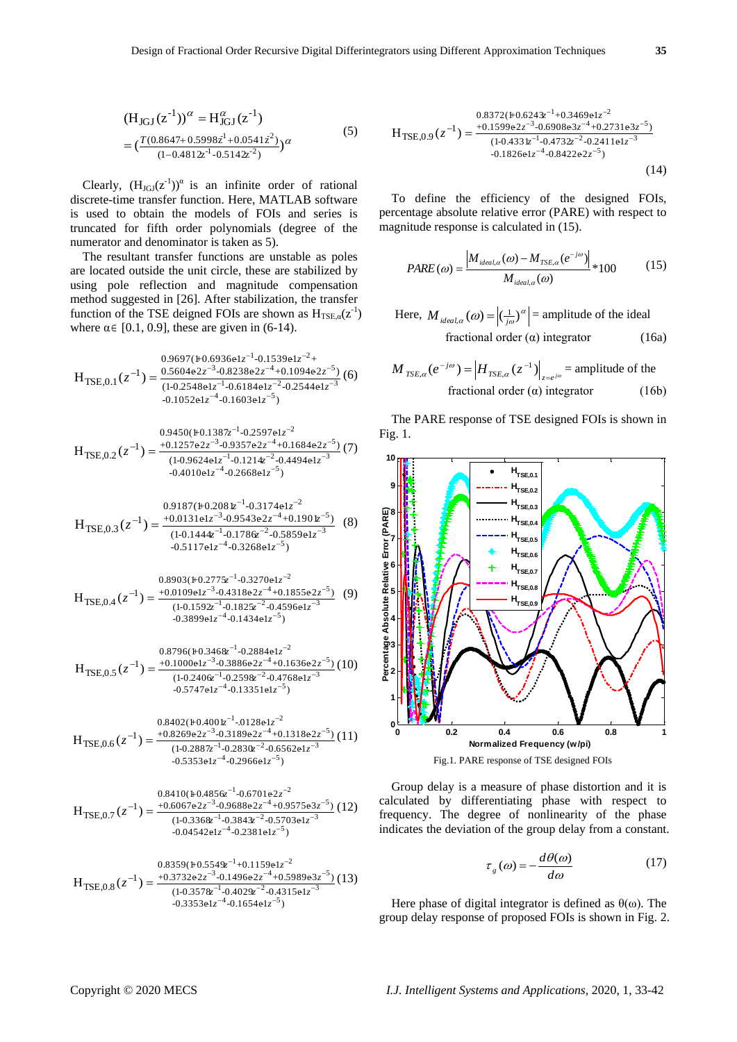$$(\mathrm{H_{JGJ}}(z^{-1}))^{\alpha} = \mathrm{H}^{\alpha}_{\mathrm{JGJ}}(z^{-1}) = \left(\frac{T(0.8647+0.5998z^{1}+0.0541z^{2})}{(1-0.4812z^{-1}-0.5142z^{-2})}\right)^{\alpha} \tag{5}$$

Clearly, $(\mathrm{H_{JGJ}}(z^{-1}))^{\alpha}$ is an infinite order of rational discrete-time transfer function. Here, MATLAB software is used to obtain the models of FOIs and series is truncated for fifth order polynomials (degree of the numerator and denominator is taken as 5).

The resultant transfer functions are unstable as poles are located outside the unit circle, these are stabilized by using pole reflection and magnitude compensation method suggested in [26]. After stabilization, the transfer function of the TSE deigned FOIs are shown as $\mathrm{H}_{\mathrm{TSE},\alpha}(z^{-1})$ where $\alpha \in [0.1, 0.9]$, these are given in (6-14).

$$\mathrm{H}_{\mathrm{TSE},0.1}(z^{-1}) = \frac{0.9697(1+0.6936\mathrm{e}1z^{-1}-0.1539\mathrm{e}1z^{-2}+0.5604\mathrm{e}2z^{-3}-0.8238\mathrm{e}2z^{-4}+0.1094\mathrm{e}2z^{-5})}{(1-0.2548\mathrm{e}1z^{-1}-0.6184\mathrm{e}1z^{-2}-0.2544\mathrm{e}1z^{-3}-0.1052\mathrm{e}1z^{-4}-0.1603\mathrm{e}1z^{-5})} \tag{6}$$

$$\mathrm{H}_{\mathrm{TSE},0.2}(z^{-1}) = \frac{0.9450(1+0.1387z^{-1}-0.2597\mathrm{e}1z^{-2}+0.1257\mathrm{e}2z^{-3}-0.9357\mathrm{e}2z^{-4}+0.1684\mathrm{e}2z^{-5})}{(1-0.9624\mathrm{e}1z^{-1}-0.1214z^{-2}-0.4494\mathrm{e}1z^{-3}-0.4010\mathrm{e}1z^{-4}-0.2668\mathrm{e}1z^{-5})} \tag{7}$$

$$\mathrm{H}_{\mathrm{TSE},0.3}(z^{-1}) = \frac{0.9187(1+0.2081z^{-1}-0.3174\mathrm{e}1z^{-2}+0.0131\mathrm{e}1z^{-3}-0.9543\mathrm{e}2z^{-4}+0.1901z^{-5})}{(1-0.1444z^{-1}-0.1786z^{-2}-0.5859\mathrm{e}1z^{-3}-0.5117\mathrm{e}1z^{-4}-0.3268\mathrm{e}1z^{-5})} \tag{8}$$

$$\mathrm{H}_{\mathrm{TSE},0.4}(z^{-1}) = \frac{0.8903(1+0.2775z^{-1}-0.3270\mathrm{e}1z^{-2}+0.0109\mathrm{e}1z^{-3}-0.4318\mathrm{e}2z^{-4}+0.1855\mathrm{e}2z^{-5})}{(1-0.1592z^{-1}-0.1825z^{-2}-0.4596\mathrm{e}1z^{-3}-0.3899\mathrm{e}1z^{-4}-0.1434\mathrm{e}1z^{-5})} \tag{9}$$

$$\mathrm{H}_{\mathrm{TSE},0.5}(z^{-1}) = \frac{0.8796(1+0.3468z^{-1}-0.2884\mathrm{e}1z^{-2}+0.1000\mathrm{e}1z^{-3}-0.3886\mathrm{e}2z^{-4}+0.1636\mathrm{e}2z^{-5})}{(1-0.2406z^{-1}-0.2598z^{-2}-0.4768\mathrm{e}1z^{-3}-0.5747\mathrm{e}1z^{-4}-0.13351\mathrm{e}1z^{-5})} \tag{10}$$

$$\mathrm{H}_{\mathrm{TSE},0.6}(z^{-1}) = \frac{0.8402(1+0.4001z^{-1}-.0128\mathrm{e}1z^{-2}+0.8269\mathrm{e}2z^{-3}-0.3189\mathrm{e}2z^{-4}+0.1318\mathrm{e}2z^{-5})}{(1-0.2887z^{-1}-0.2830z^{-2}-0.6562\mathrm{e}1z^{-3}-0.5353\mathrm{e}1z^{-4}-0.2966\mathrm{e}1z^{-5})} \tag{11}$$

$$\mathrm{H}_{\mathrm{TSE},0.7}(z^{-1}) = \frac{0.8410(1+0.4856z^{-1}-0.6701\mathrm{e}2z^{-2}+0.6067\mathrm{e}2z^{-3}-0.9688\mathrm{e}2z^{-4}+0.9575\mathrm{e}3z^{-5})}{(1-0.3368z^{-1}-0.3843z^{-2}-0.5703\mathrm{e}1z^{-3}-0.04542\mathrm{e}1z^{-4}-0.2381\mathrm{e}1z^{-5})} \tag{12}$$

$$\mathrm{H}_{\mathrm{TSE},0.8}(z^{-1}) = \frac{0.8359(1+0.5549z^{-1}+0.1159\mathrm{e}1z^{-2}+0.3732\mathrm{e}2z^{-3}-0.1496\mathrm{e}2z^{-4}+0.5989\mathrm{e}3z^{-5})}{(1-0.3578z^{-1}-0.4029z^{-2}-0.4315\mathrm{e}1z^{-3}-0.3353\mathrm{e}1z^{-4}-0.1654\mathrm{e}1z^{-5})} \tag{13}$$

$$\mathrm{H}_{\mathrm{TSE},0.9}(z^{-1}) = \frac{0.8372(1+0.6243z^{-1}+0.3469\mathrm{e}1z^{-2}+0.1599\mathrm{e}2z^{-3}-0.6908\mathrm{e}3z^{-4}+0.2731\mathrm{e}3z^{-5})}{(1-0.4331z^{-1}-0.4732z^{-2}-0.2411\mathrm{e}1z^{-3}-0.1826\mathrm{e}1z^{-4}-0.8422\mathrm{e}2z^{-5})} \tag{14}$$

To define the efficiency of the designed FOIs, percentage absolute relative error (PARE) with respect to magnitude response is calculated in (15).

$$PARE(\omega) = \frac{\left|M_{ideal,\alpha}(\omega) - M_{TSE,\alpha}(e^{-j\omega})\right|}{M_{ideal,\alpha}(\omega)} * 100 \tag{15}$$

Here, $M_{ideal,\alpha}(\omega) = \left|\left(\frac{1}{j\omega}\right)^{\alpha}\right|$ = amplitude of the ideal fractional order ($\alpha$) integrator (16a)

$M_{TSE,\alpha}(e^{-j\omega}) = \left|H_{TSE,\alpha}(z^{-1})\right|_{z=e^{j\omega}}$ = amplitude of the fractional order ($\alpha$) integrator (16b)

The PARE response of TSE designed FOIs is shown in Fig. 1.

Fig.1. PARE response of TSE designed FOIs

Group delay is a measure of phase distortion and it is calculated by differentiating phase with respect to frequency. The degree of nonlinearity of the phase indicates the deviation of the group delay from a constant.

$$\tau_g(\omega) = -\frac{d\theta(\omega)}{d\omega} \tag{17}$$

Here phase of digital integrator is defined as $\theta(\omega)$. The group delay response of proposed FOIs is shown in Fig. 2.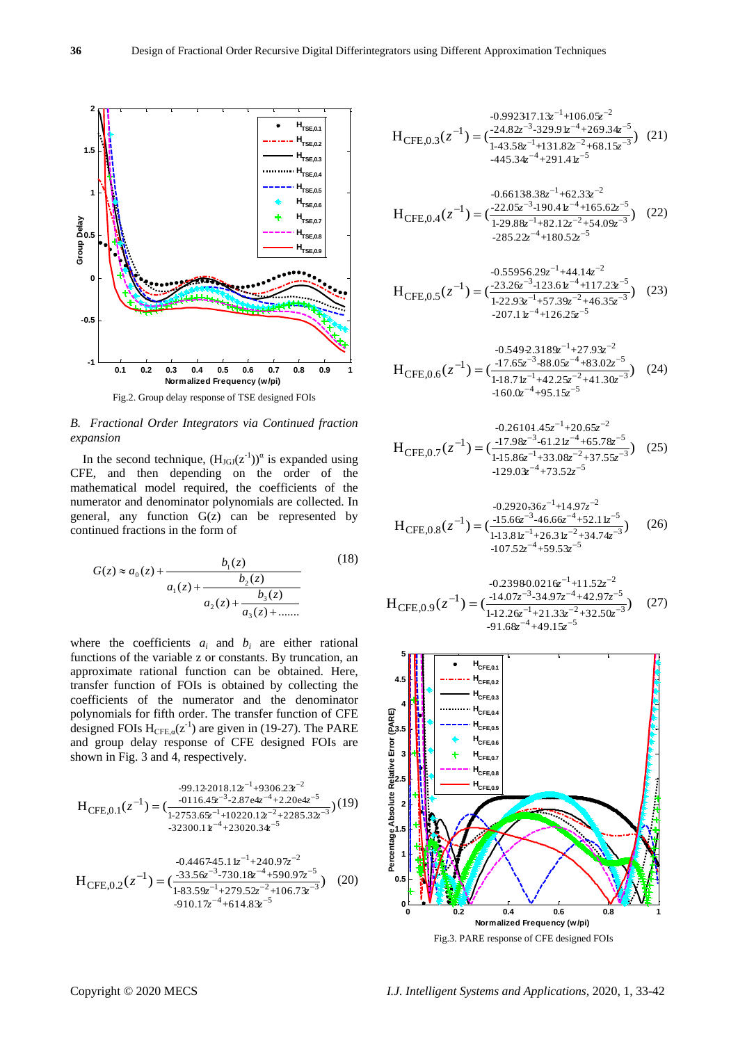Fig.2. Group delay response of TSE designed FOIs

*B. Fractional Order Integrators via Continued fraction expansion*

In the second technique, $(H_{JGJ}(z^{-1}))^{\alpha}$ is expanded using CFE, and then depending on the order of the mathematical model required, the coefficients of the numerator and denominator polynomials are collected. In general, any function G(z) can be represented by continued fractions in the form of

$$G(z) \approx a_0(z) + \cfrac{b_1(z)}{a_1(z) + \cfrac{b_2(z)}{a_2(z) + \cfrac{b_3(z)}{a_3(z) + \dots\dots}}} \tag{18}$$

where the coefficients $a_i$ and $b_i$ are either rational functions of the variable z or constants. By truncation, an approximate rational function can be obtained. Here, transfer function of FOIs is obtained by collecting the coefficients of the numerator and the denominator polynomials for fifth order. The transfer function of CFE designed FOIs $H_{CFE,\alpha}(z^{-1})$ are given in (19-27). The PARE and group delay response of CFE designed FOIs are shown in Fig. 3 and 4, respectively.

$$H_{CFE,0.1}(z^{-1}) = \left(\frac{\begin{array}{c}-99.12\text{-}2018.12z^{-1}+9306.23z^{-2}\\ -0116.45z^{-3}\text{-}2.87e4z^{-4}+2.20e4z^{-5}\end{array}}{\begin{array}{c}1\text{-}2753.65z^{-1}+10220.12z^{-2}+2285.32z^{-3}\\ -32300.11z^{-4}+23020.34z^{-5}\end{array}}\right) \tag{19}$$

$$H_{CFE,0.2}(z^{-1}) = \left(\frac{\begin{array}{c}-0.4467\text{-}45.11z^{-1}+240.97z^{-2}\\ -33.56z^{-3}\text{-}730.18z^{-4}+590.97z^{-5}\end{array}}{\begin{array}{c}1\text{-}83.59z^{-1}+279.52z^{-2}+106.73z^{-3}\\ -910.17z^{-4}+614.83z^{-5}\end{array}}\right) \tag{20}$$

$$H_{CFE,0.3}(z^{-1}) = \left(\frac{\begin{array}{c}-0.9923\text{-}17.13z^{-1}+106.05z^{-2}\\ -24.82z^{-3}\text{-}329.91z^{-4}+269.34z^{-5}\end{array}}{\begin{array}{c}1\text{-}43.58z^{-1}+131.82z^{-2}+68.15z^{-3}\\ -445.34z^{-4}+291.41z^{-5}\end{array}}\right) \tag{21}$$

$$H_{CFE,0.4}(z^{-1}) = \left(\frac{\begin{array}{c}-0.6613\text{-}8.38z^{-1}+62.33z^{-2}\\ -22.05z^{-3}\text{-}190.41z^{-4}+165.62z^{-5}\end{array}}{\begin{array}{c}1\text{-}29.88z^{-1}+82.12z^{-2}+54.09z^{-3}\\ -285.22z^{-4}+180.52z^{-5}\end{array}}\right) \tag{22}$$

$$H_{CFE,0.5}(z^{-1}) = \left(\frac{\begin{array}{c}-0.5595\text{-}6.29z^{-1}+44.14z^{-2}\\ -23.26z^{-3}\text{-}123.61z^{-4}+117.23z^{-5}\end{array}}{\begin{array}{c}1\text{-}22.93z^{-1}+57.39z^{-2}+46.35z^{-3}\\ -207.11z^{-4}+126.25z^{-5}\end{array}}\right) \tag{23}$$

$$H_{CFE,0.6}(z^{-1}) = \left(\frac{\begin{array}{c}-0.5492\text{-}2.3189z^{-1}+27.93z^{-2}\\ -17.65z^{-3}\text{-}88.05z^{-4}+83.02z^{-5}\end{array}}{\begin{array}{c}1\text{-}18.71z^{-1}+42.25z^{-2}+41.30z^{-3}\\ -160.0z^{-4}+95.15z^{-5}\end{array}}\right) \tag{24}$$

$$H_{CFE,0.7}(z^{-1}) = \left(\frac{\begin{array}{c}-0.2610\text{-}1.45z^{-1}+20.65z^{-2}\\ -17.98z^{-3}\text{-}61.21z^{-4}+65.78z^{-5}\end{array}}{\begin{array}{c}1\text{-}15.86z^{-1}+33.08z^{-2}+37.55z^{-3}\\ -129.03z^{-4}+73.52z^{-5}\end{array}}\right) \tag{25}$$

$$H_{CFE,0.8}(z^{-1}) = \left(\frac{\begin{array}{c}-0.2920\text{-}.36z^{-1}+14.97z^{-2}\\ -15.66z^{-3}\text{-}46.66z^{-4}+52.11z^{-5}\end{array}}{\begin{array}{c}1\text{-}13.81z^{-1}+26.31z^{-2}+34.74z^{-3}\\ -107.52z^{-4}+59.53z^{-5}\end{array}}\right) \tag{26}$$

$$H_{CFE,0.9}(z^{-1}) = \left(\frac{\begin{array}{c}-0.2398\text{-}0.0216z^{-1}+11.52z^{-2}\\ -14.07z^{-3}\text{-}34.97z^{-4}+42.97z^{-5}\end{array}}{\begin{array}{c}1\text{-}12.26z^{-1}+21.33z^{-2}+32.50z^{-3}\\ -91.68z^{-4}+49.15z^{-5}\end{array}}\right) \tag{27}$$

Fig.3. PARE response of CFE designed FOIs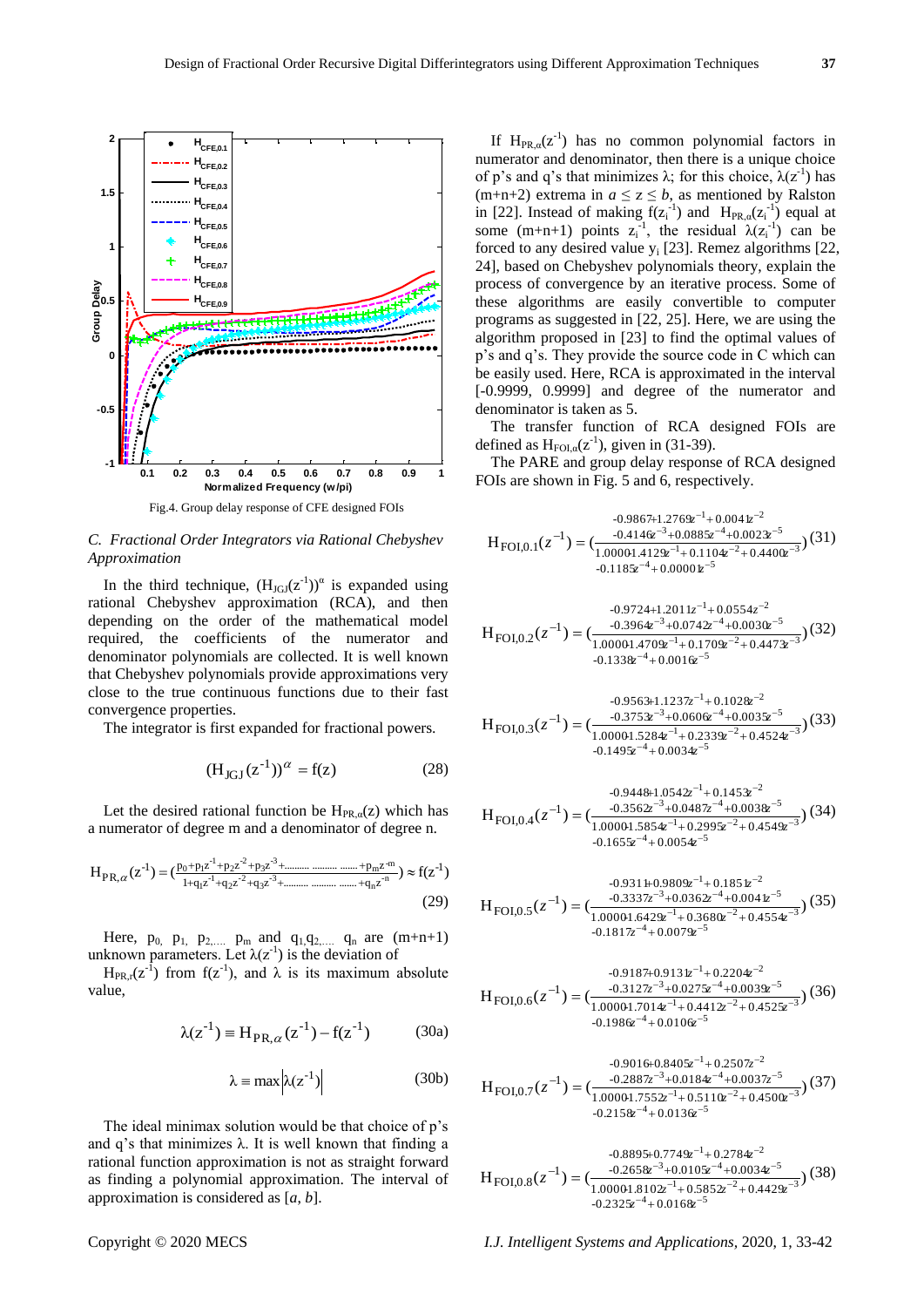Fig.4. Group delay response of CFE designed FOIs

### C. Fractional Order Integrators via Rational Chebyshev Approximation

In the third technique, $(H_{JGJ}(z^{-1}))^{\alpha}$ is expanded using rational Chebyshev approximation (RCA), and then depending on the order of the mathematical model required, the coefficients of the numerator and denominator polynomials are collected. It is well known that Chebyshev polynomials provide approximations very close to the true continuous functions due to their fast convergence properties.

The integrator is first expanded for fractional powers.

$$(H_{JGJ}(z^{-1}))^{\alpha} = f(z) \tag{28}$$

Let the desired rational function be $H_{PR,\alpha}(z)$ which has a numerator of degree m and a denominator of degree n.

$$H_{PR,\alpha}(z^{-1}) = \left(\frac{p_0+p_1z^{-1}+p_2z^{-2}+p_3z^{-3}+\ldots\ldots\ldots+p_mz^{-m}}{1+q_1z^{-1}+q_2z^{-2}+q_3z^{-3}+\ldots\ldots\ldots+q_nz^{-n}}\right) \approx f(z^{-1}) \tag{29}$$

Here, $p_0$, $p_1$, $p_2, \ldots$ $p_m$ and $q_1, q_2, \ldots$ $q_n$ are (m+n+1) unknown parameters. Let $\lambda(z^{-1})$ is the deviation of $H_{PR,r}(z^{-1})$ from $f(z^{-1})$, and $\lambda$ is its maximum absolute value,

$$\lambda(z^{-1}) \equiv H_{PR,\alpha}(z^{-1}) - f(z^{-1}) \tag{30a}$$

$$\lambda \equiv \max\left|\lambda(z^{-1})\right| \tag{30b}$$

The ideal minimax solution would be that choice of p's and q's that minimizes $\lambda$. It is well known that finding a rational function approximation is not as straight forward as finding a polynomial approximation. The interval of approximation is considered as [*a*, *b*].

If $H_{PR,\alpha}(z^{-1})$ has no common polynomial factors in numerator and denominator, then there is a unique choice of p's and q's that minimizes $\lambda$; for this choice, $\lambda(z^{-1})$ has (m+n+2) extrema in $a \le z \le b$, as mentioned by Ralston in [22]. Instead of making $f(z_i^{-1})$ and $H_{PR,\alpha}(z_i^{-1})$ equal at some (m+n+1) points $z_i^{-1}$, the residual $\lambda(z_i^{-1})$ can be forced to any desired value $y_i$ [23]. Remez algorithms [22, 24], based on Chebyshev polynomials theory, explain the process of convergence by an iterative process. Some of these algorithms are easily convertible to computer programs as suggested in [22, 25]. Here, we are using the algorithm proposed in [23] to find the optimal values of p's and q's. They provide the source code in C which can be easily used. Here, RCA is approximated in the interval [-0.9999, 0.9999] and degree of the numerator and denominator is taken as 5.

The transfer function of RCA designed FOIs are defined as $H_{FOI,\alpha}(z^{-1})$, given in (31-39).

The PARE and group delay response of RCA designed FOIs are shown in Fig. 5 and 6, respectively.

$$H_{FOI,0.1}(z^{-1}) = \left(\frac{-0.9867+1.2769z^{-1}+0.0041z^{-2} -0.4146z^{-3}+0.0885z^{-4}+0.0023z^{-5}}{1.0000-1.4129z^{-1}+0.1104z^{-2}+0.4400z^{-3} -0.1185z^{-4}+0.0000z^{-5}}\right) \tag{31}$$

$$H_{FOI,0.2}(z^{-1}) = \left(\frac{-0.9724+1.2011z^{-1}+0.0554z^{-2} -0.3964z^{-3}+0.0742z^{-4}+0.0030z^{-5}}{1.0000-1.4709z^{-1}+0.1709z^{-2}+0.4473z^{-3} -0.1338z^{-4}+0.0016z^{-5}}\right) \tag{32}$$

$$H_{FOI,0.3}(z^{-1}) = \left(\frac{-0.9563+1.1237z^{-1}+0.1028z^{-2} -0.3753z^{-3}+0.0606z^{-4}+0.0035z^{-5}}{1.0000-1.5284z^{-1}+0.2339z^{-2}+0.4524z^{-3} -0.1495z^{-4}+0.0034z^{-5}}\right) \tag{33}$$

$$H_{FOI,0.4}(z^{-1}) = \left(\frac{-0.9448+1.0542z^{-1}+0.1453z^{-2} -0.3562z^{-3}+0.0487z^{-4}+0.0038z^{-5}}{1.0000-1.5854z^{-1}+0.2995z^{-2}+0.4549z^{-3} -0.1655z^{-4}+0.0054z^{-5}}\right) \tag{34}$$

$$H_{FOI,0.5}(z^{-1}) = \left(\frac{-0.9311+0.9809z^{-1}+0.1851z^{-2} -0.3337z^{-3}+0.0362z^{-4}+0.0041z^{-5}}{1.0000-1.6429z^{-1}+0.3680z^{-2}+0.4554z^{-3} -0.1817z^{-4}+0.0079z^{-5}}\right) \tag{35}$$

$$H_{FOI,0.6}(z^{-1}) = \left(\frac{-0.9187+0.9131z^{-1}+0.2204z^{-2} -0.3127z^{-3}+0.0275z^{-4}+0.0039z^{-5}}{1.0000-1.7014z^{-1}+0.4412z^{-2}+0.4525z^{-3} -0.1986z^{-4}+0.0106z^{-5}}\right) \tag{36}$$

$$H_{FOI,0.7}(z^{-1}) = \left(\frac{-0.9016+0.8405z^{-1}+0.2507z^{-2} -0.2887z^{-3}+0.0184z^{-4}+0.0037z^{-5}}{1.0000-1.7552z^{-1}+0.5110z^{-2}+0.4500z^{-3} -0.2158z^{-4}+0.0136z^{-5}}\right) \tag{37}$$

$$H_{FOI,0.8}(z^{-1}) = \left(\frac{-0.8895+0.7749z^{-1}+0.2784z^{-2} -0.2658z^{-3}+0.0105z^{-4}+0.0034z^{-5}}{1.0000-1.8102z^{-1}+0.5852z^{-2}+0.4429z^{-3} -0.2325z^{-4}+0.0168z^{-5}}\right) \tag{38}$$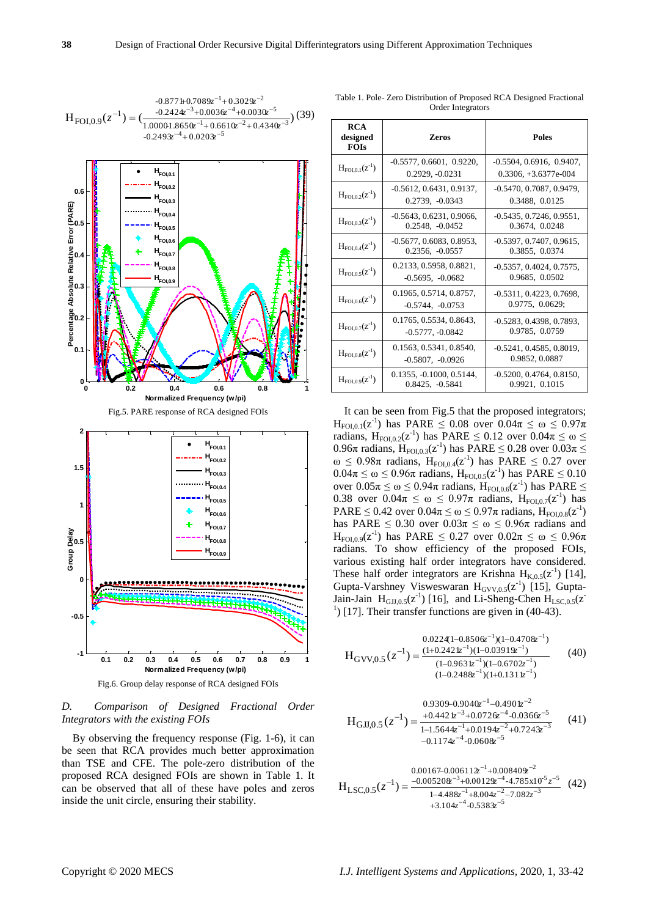$$H_{FOI,0.9}(z^{-1}) = \left(\frac{\begin{array}{c}-0.8771+0.7089z^{-1}+0.3029z^{-2}\\-0.2424z^{-3}+0.0036z^{-4}+0.0030z^{-5}\end{array}}{\begin{array}{c}1.0000-1.8650z^{-1}+0.6610z^{-2}+0.4340z^{-3}\\-0.2493z^{-4}+0.0203z^{-5}\end{array}}\right) \quad (39)$$

Fig.5. PARE response of RCA designed FOIs

Fig.6. Group delay response of RCA designed FOIs

*D. Comparison of Designed Fractional Order Integrators with the existing FOIs*

By observing the frequency response (Fig. 1-6), it can be seen that RCA provides much better approximation than TSE and CFE. The pole-zero distribution of the proposed RCA designed FOIs are shown in Table 1. It can be observed that all of these have poles and zeros inside the unit circle, ensuring their stability.

Table 1. Pole- Zero Distribution of Proposed RCA Designed Fractional Order Integrators

| RCA designed FOIs | Zeros | Poles |
|---|---|---|
| $H_{FOI,0.1}(z^{-1})$ | -0.5577, 0.6601, 0.9220, 0.2929, -0.0231 | -0.5504, 0.6916, 0.9407, 0.3306, +3.6377e-004 |
| $H_{FOI,0.2}(z^{-1})$ | -0.5612, 0.6431, 0.9137, 0.2739, -0.0343 | -0.5470, 0.7087, 0.9479, 0.3488, 0.0125 |
| $H_{FOI,0.3}(z^{-1})$ | -0.5643, 0.6231, 0.9066, 0.2548, -0.0452 | -0.5435, 0.7246, 0.9551, 0.3674, 0.0248 |
| $H_{FOI,0.4}(z^{-1})$ | -0.5677, 0.6083, 0.8953, 0.2356, -0.0557 | -0.5397, 0.7407, 0.9615, 0.3855, 0.0374 |
| $H_{FOI,0.5}(z^{-1})$ | 0.2133, 0.5958, 0.8821, -0.5695, -0.0682 | -0.5357, 0.4024, 0.7575, 0.9685, 0.0502 |
| $H_{FOI,0.6}(z^{-1})$ | 0.1965, 0.5714, 0.8757, -0.5744, -0.0753 | -0.5311, 0.4223, 0.7698, 0.9775, 0.0629; |
| $H_{FOI,0.7}(z^{-1})$ | 0.1765, 0.5534, 0.8643, -0.5777, -0.0842 | -0.5283, 0.4398, 0.7893, 0.9785, 0.0759 |
| $H_{FOI,0.8}(z^{-1})$ | 0.1563, 0.5341, 0.8540, -0.5807, -0.0926 | -0.5241, 0.4585, 0.8019, 0.9852, 0.0887 |
| $H_{FOI,0.9}(z^{-1})$ | 0.1355, -0.1000, 0.5144, 0.8425, -0.5841 | -0.5200, 0.4764, 0.8150, 0.9921, 0.1015 |

It can be seen from Fig.5 that the proposed integrators; $H_{FOI,0.1}(z^{-1})$ has PARE $\leq$ 0.08 over $0.04\pi \leq \omega \leq 0.97\pi$ radians, $H_{FOI,0.2}(z^{-1})$ has PARE $\leq$ 0.12 over $0.04\pi \leq \omega \leq 0.96\pi$ radians, $H_{FOI,0.3}(z^{-1})$ has PARE $\leq$ 0.28 over $0.03\pi \leq \omega \leq 0.98\pi$ radians, $H_{FOI,0.4}(z^{-1})$ has PARE $\leq$ 0.27 over $0.04\pi \leq \omega \leq 0.96\pi$ radians, $H_{FOI,0.5}(z^{-1})$ has PARE $\leq$ 0.10 over $0.05\pi \leq \omega \leq 0.94\pi$ radians, $H_{FOI,0.6}(z^{-1})$ has PARE $\leq$ 0.38 over $0.04\pi \leq \omega \leq 0.97\pi$ radians, $H_{FOI,0.7}(z^{-1})$ has PARE $\leq$ 0.42 over $0.04\pi \leq \omega \leq 0.97\pi$ radians, $H_{FOI,0.8}(z^{-1})$ has PARE $\leq$ 0.30 over $0.03\pi \leq \omega \leq 0.96\pi$ radians and $H_{FOI,0.9}(z^{-1})$ has PARE $\leq$ 0.27 over $0.02\pi \leq \omega \leq 0.96\pi$ radians. To show efficiency of the proposed FOIs, various existing half order integrators have considered. These half order integrators are Krishna $H_{K,0.5}(z^{-1})$ [14], Gupta-Varshney Visweswaran $H_{GVV,0.5}(z^{-1})$ [15], Gupta-Jain-Jain $H_{GJJ,0.5}(z^{-1})$ [16], and Li-Sheng-Chen $H_{LSC,0.5}(z^{-1})$ [17]. Their transfer functions are given in (40-43).

$$H_{GVV,0.5}(z^{-1}) = \frac{\begin{array}{c}0.0224(1-0.8506z^{-1})(1-0.4708z^{-1})\\(1+0.2421z^{-1})(1-0.03919z^{-1})\end{array}}{\begin{array}{c}(1-0.9631z^{-1})(1-0.6702z^{-1})\\(1-0.2488z^{-1})(1+0.1311z^{-1})\end{array}} \quad (40)$$

$$H_{GJJ,0.5}(z^{-1}) = \frac{\begin{array}{c}0.9309-0.9040z^{-1}-0.4901z^{-2}\\+0.4421z^{-3}+0.0726z^{-4}-0.0366z^{-5}\end{array}}{\begin{array}{c}1-1.5644z^{-1}+0.0194z^{-2}+0.7243z^{-3}\\-0.1174z^{-4}-0.0608z^{-5}\end{array}} \quad (41)$$

$$H_{LSC,0.5}(z^{-1}) = \frac{\begin{array}{c}0.00167-0.006112z^{-1}+0.008409z^{-2}\\-0.005208z^{-3}+0.00129z^{-4}-4.785\times10^{5}z^{-5}\end{array}}{\begin{array}{c}1-4.488z^{-1}+8.004z^{-2}-7.082z^{-3}\\+3.104z^{-4}-0.5383z^{-5}\end{array}} \quad (42)$$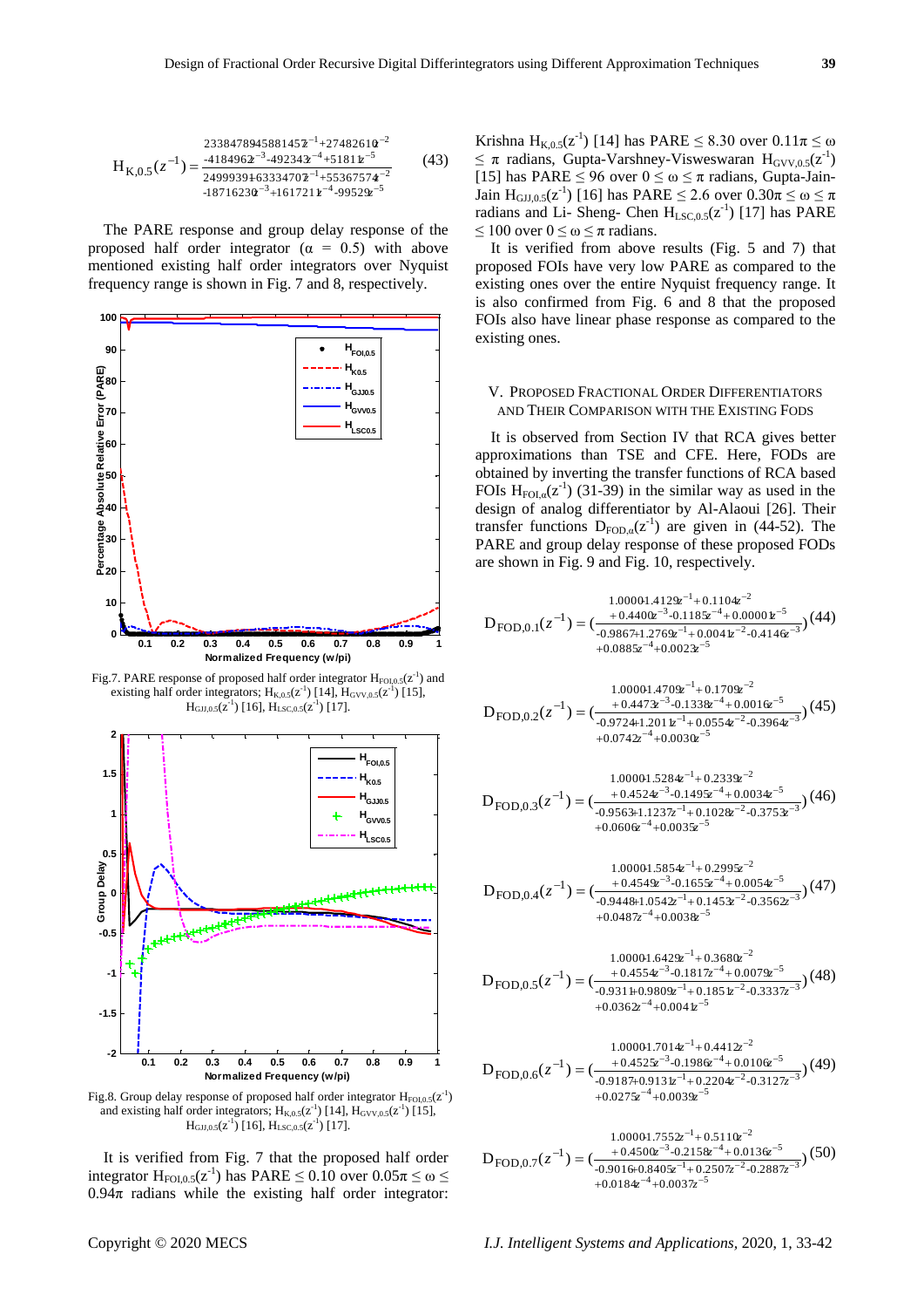$$H_{K,0.5}(z^{-1})=\frac{\begin{array}{c}2338478945881457z^{-1}+27482610z^{-2}\\-4184962z^{-3}-492343z^{-4}+51811z^{-5}\end{array}}{\begin{array}{c}24999391+63334702z^{-1}+55367574z^{-2}\\-18716230z^{-3}+1617211z^{-4}-99529z^{-5}\end{array}} \quad (43)$$

The PARE response and group delay response of the proposed half order integrator ($\alpha$ = 0.5) with above mentioned existing half order integrators over Nyquist frequency range is shown in Fig. 7 and 8, respectively.

Fig.7. PARE response of proposed half order integrator $H_{FOI,0.5}(z^{-1})$ and existing half order integrators; $H_{K,0.5}(z^{-1})$ [14], $H_{GVV,0.5}(z^{-1})$ [15], $H_{GJJ,0.5}(z^{-1})$ [16], $H_{LSC,0.5}(z^{-1})$ [17].

Fig.8. Group delay response of proposed half order integrator $H_{FOI,0.5}(z^{-1})$ and existing half order integrators; $H_{K,0.5}(z^{-1})$ [14], $H_{GVV,0.5}(z^{-1})$ [15], $H_{GJJ,0.5}(z^{-1})$ [16], $H_{LSC,0.5}(z^{-1})$ [17].

It is verified from Fig. 7 that the proposed half order integrator $H_{FOI,0.5}(z^{-1})$ has PARE $\leq 0.10$ over $0.05\pi \leq \omega \leq 0.94\pi$ radians while the existing half order integrator: Krishna $H_{K,0.5}(z^{-1})$ [14] has PARE $\leq 8.30$ over $0.11\pi \leq \omega \leq \pi$ radians, Gupta-Varshney-Visweswaran $H_{GVV,0.5}(z^{-1})$ [15] has PARE $\leq 96$ over $0 \leq \omega \leq \pi$ radians, Gupta-Jain-Jain $H_{GJJ,0.5}(z^{-1})$ [16] has PARE $\leq 2.6$ over $0.30\pi \leq \omega \leq \pi$ radians and Li- Sheng- Chen $H_{LSC,0.5}(z^{-1})$ [17] has PARE $\leq 100$ over $0 \leq \omega \leq \pi$ radians.

It is verified from above results (Fig. 5 and 7) that proposed FOIs have very low PARE as compared to the existing ones over the entire Nyquist frequency range. It is also confirmed from Fig. 6 and 8 that the proposed FOIs also have linear phase response as compared to the existing ones.

## V. Proposed Fractional Order Differentiators and Their Comparison with the Existing FODs

It is observed from Section IV that RCA gives better approximations than TSE and CFE. Here, FODs are obtained by inverting the transfer functions of RCA based FOIs $H_{FOI,\alpha}(z^{-1})$ (31-39) in the similar way as used in the design of analog differentiator by Al-Alaoui [26]. Their transfer functions $D_{FOD,\alpha}(z^{-1})$ are given in (44-52). The PARE and group delay response of these proposed FODs are shown in Fig. 9 and Fig. 10, respectively.

$$D_{FOD,0.1}(z^{-1})=\left(\frac{\begin{array}{c}1.0000-1.4129z^{-1}+0.1104z^{-2}\\+0.4400z^{-3}-0.1185z^{-4}+0.0001z^{-5}\end{array}}{\begin{array}{c}-0.9867+1.2769z^{-1}+0.0041z^{-2}-0.4146z^{-3}\\+0.0885z^{-4}+0.0023z^{-5}\end{array}}\right) \quad (44)$$

$$D_{FOD,0.2}(z^{-1})=\left(\frac{\begin{array}{c}1.0000-1.4709z^{-1}+0.1709z^{-2}\\+0.4473z^{-3}-0.1338z^{-4}+0.0016z^{-5}\end{array}}{\begin{array}{c}-0.9724+1.2011z^{-1}+0.0554z^{-2}-0.3964z^{-3}\\+0.0742z^{-4}+0.0030z^{-5}\end{array}}\right) \quad (45)$$

$$D_{FOD,0.3}(z^{-1})=\left(\frac{\begin{array}{c}1.0000-1.5284z^{-1}+0.2339z^{-2}\\+0.4524z^{-3}-0.1495z^{-4}+0.0034z^{-5}\end{array}}{\begin{array}{c}-0.9563+1.1237z^{-1}+0.1028z^{-2}-0.3753z^{-3}\\+0.0606z^{-4}+0.0035z^{-5}\end{array}}\right) \quad (46)$$

$$D_{FOD,0.4}(z^{-1})=\left(\frac{\begin{array}{c}1.0000-1.5854z^{-1}+0.2995z^{-2}\\+0.4549z^{-3}-0.1655z^{-4}+0.0054z^{-5}\end{array}}{\begin{array}{c}-0.9448+1.0542z^{-1}+0.1453z^{-2}-0.3562z^{-3}\\+0.0487z^{-4}+0.0038z^{-5}\end{array}}\right) \quad (47)$$

$$D_{FOD,0.5}(z^{-1})=\left(\frac{\begin{array}{c}1.0000-1.6429z^{-1}+0.3680z^{-2}\\+0.4554z^{-3}-0.1817z^{-4}+0.0079z^{-5}\end{array}}{\begin{array}{c}-0.9311+0.9809z^{-1}+0.1851z^{-2}-0.3337z^{-3}\\+0.0362z^{-4}+0.0041z^{-5}\end{array}}\right) \quad (48)$$

$$D_{FOD,0.6}(z^{-1})=\left(\frac{\begin{array}{c}1.0000-1.7014z^{-1}+0.4412z^{-2}\\+0.4525z^{-3}-0.1986z^{-4}+0.0106z^{-5}\end{array}}{\begin{array}{c}-0.9187+0.9131z^{-1}+0.2204z^{-2}-0.3127z^{-3}\\+0.0275z^{-4}+0.0039z^{-5}\end{array}}\right) \quad (49)$$

$$D_{FOD,0.7}(z^{-1})=\left(\frac{\begin{array}{c}1.0000-1.7552z^{-1}+0.5110z^{-2}\\+0.4500z^{-3}-0.2158z^{-4}+0.0136z^{-5}\end{array}}{\begin{array}{c}-0.9016+0.8405z^{-1}+0.2507z^{-2}-0.2887z^{-3}\\+0.0184z^{-4}+0.0037z^{-5}\end{array}}\right) \quad (50)$$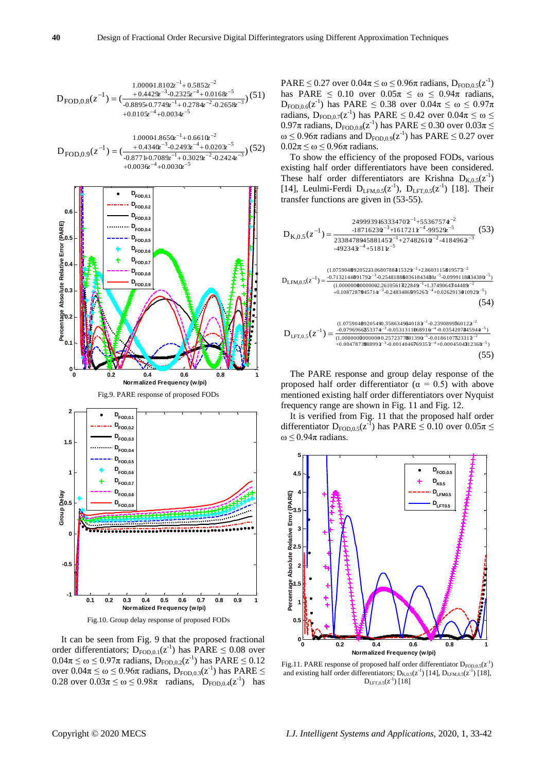$$D_{FOD,0.8}(z^{-1}) = \left(\frac{1.0000+1.8102z^{-1}+0.5852z^{-2} +0.4429z^{-3}-0.2325z^{-4}+0.0168z^{-5}}{-0.8895+0.7749z^{-1}+0.2784z^{-2}-0.2658z^{-3} +0.0105z^{-4}+0.0034z^{-5}}\right) \quad (51)$$

$$D_{FOD,0.9}(z^{-1}) = \left(\frac{1.0000+1.8650z^{-1}+0.6610z^{-2} +0.4340z^{-3}-0.2493z^{-4}+0.0203z^{-5}}{-0.8771+0.7089z^{-1}+0.3029z^{-2}-0.2424z^{-3} +0.0036z^{-4}+0.0030z^{-5}}\right) \quad (52)$$

Fig.9. PARE response of proposed FODs

Fig.10. Group delay response of proposed FODs

It can be seen from Fig. 9 that the proposed fractional order differentiators; $D_{FOD,0.1}(z^{-1})$ has PARE $\leq$ 0.08 over $0.04\pi \leq \omega \leq 0.97\pi$ radians, $D_{FOD,0.2}(z^{-1})$ has PARE $\leq$ 0.12 over $0.04\pi \leq \omega \leq 0.96\pi$ radians, $D_{FOD,0.3}(z^{-1})$ has PARE $\leq$ 0.28 over $0.03\pi \leq \omega \leq 0.98\pi$ radians, $D_{FOD,0.4}(z^{-1})$ has PARE $\leq$ 0.27 over $0.04\pi \leq \omega \leq 0.96\pi$ radians, $D_{FOD,0.5}(z^{-1})$ has PARE $\leq$ 0.10 over $0.05\pi \leq \omega \leq 0.94\pi$ radians, $D_{FOD,0.6}(z^{-1})$ has PARE $\leq$ 0.38 over $0.04\pi \leq \omega \leq 0.97\pi$ radians, $D_{FOD,0.7}(z^{-1})$ has PARE $\leq$ 0.42 over $0.04\pi \leq \omega \leq 0.97\pi$ radians, $D_{FOD,0.8}(z^{-1})$ has PARE $\leq$ 0.30 over $0.03\pi \leq \omega \leq 0.96\pi$ radians and $D_{FOD,0.9}(z^{-1})$ has PARE $\leq$ 0.27 over $0.02\pi \leq \omega \leq 0.96\pi$ radians.

To show the efficiency of the proposed FODs, various existing half order differentiators have been considered. These half order differentiators are Krishna $D_{K,0.5}(z^{-1})$ [14], Leulmi-Ferdi $D_{LFM,0.5}(z^{-1})$, $D_{LFT,0.5}(z^{-1})$ [18]. Their transfer functions are given in (53-55).

$$D_{K,0.5}(z^{-1}) = \frac{2499939463334707z^{-1}+55367574z^{-2} -18716230z^{-3}+1617211z^{-4}-99529z^{-5}}{23384789458814575z^{-1}+27482610z^{-2}-4184962z^{-3} -492343z^{-4}+51811z^{-5}} \quad (53)$$

$$D_{LFM,0.5}(z^{-1}) = \frac{(1.07590489205223.06807884415329z^{-1}+2.86031158019572z^{-2} -0.71321448091792z^{-3}-0.25481888036184348z^{-5}-0.09991188434380z^{-5})}{(1.00000000000002.26105617422849z^{-1}+1.37490647444892z^{-2} +0.10872879457145z^{-3}-0.24834869952672z^{-4}+0.02629130410929z^{-5})} \quad (54)$$

$$D_{LFT,0.5}(z^{-1}) = \frac{(1.07590489205490.35863498401832z^{-1}-0.23908997601222z^{-2} -0.07969662533747z^{-3}-0.05313111068916z^{-4}-0.03542073459444z^{-5})}{(1.0000000000000+0.25723770813901z^{-1}-0.01861075233122z^{-2} +0.00478739888993z^{-3}-0.00140467693572z^{-4}+0.00045043123682z^{-5})} \quad (55)$$

The PARE response and group delay response of the proposed half order differentiator ($\alpha$ = 0.5) with above mentioned existing half order differentiators over Nyquist frequency range are shown in Fig. 11 and Fig. 12.

It is verified from Fig. 11 that the proposed half order differentiator $D_{FOD,0.5}(z^{-1})$ has PARE $\leq$ 0.10 over $0.05\pi \leq \omega \leq 0.94\pi$ radians.

Fig.11. PARE response of proposed half order differentiator $D_{FOD,0.5}(z^{-1})$ and existing half order differentiators; $D_{K,0.5}(z^{-1})$ [14], $D_{LFM,0.5}(z^{-1})$ [18], $D_{LFT,0.5}(z^{-1})$ [18]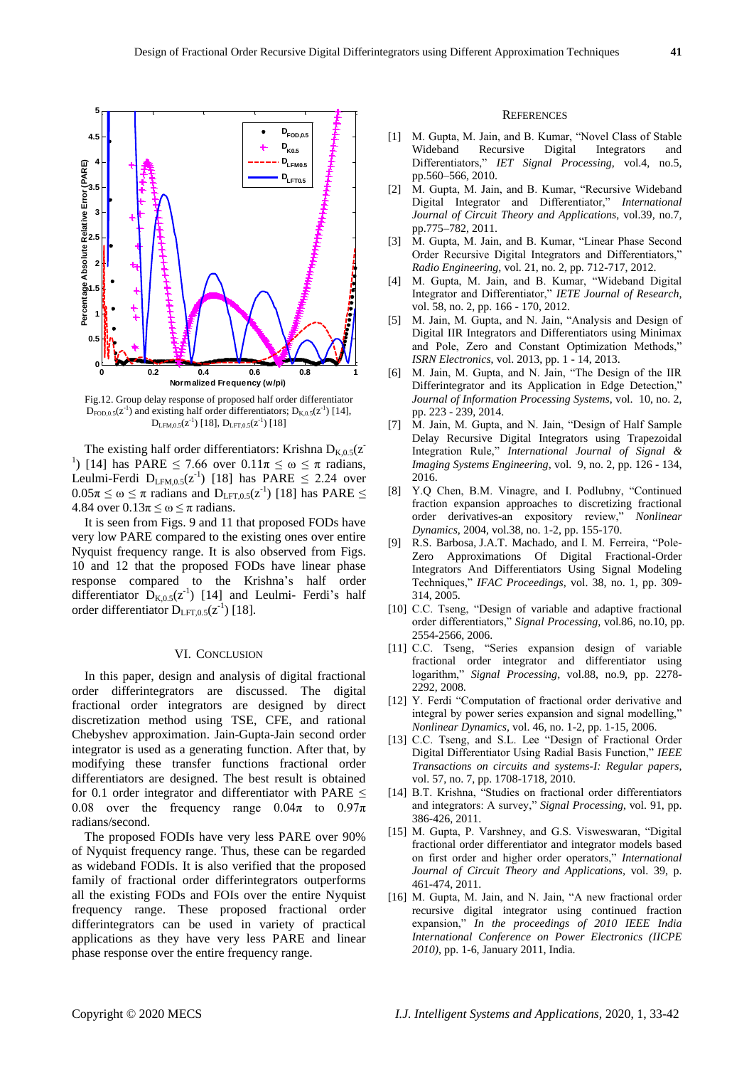Fig.12. Group delay response of proposed half order differentiator $D_{FOD,0.5}(z^{-1})$ and existing half order differentiators; $D_{K,0.5}(z^{-1})$ [14], $D_{LFM,0.5}(z^{-1})$ [18], $D_{LFT,0.5}(z^{-1})$ [18]

The existing half order differentiators: Krishna $D_{K,0.5}(z^{-1})$ [14] has PARE $\leq$ 7.66 over $0.11\pi \leq \omega \leq \pi$ radians, Leulmi-Ferdi $D_{LFM,0.5}(z^{-1})$ [18] has PARE $\leq$ 2.24 over $0.05\pi \leq \omega \leq \pi$ radians and $D_{LFT,0.5}(z^{-1})$ [18] has PARE $\leq$ 4.84 over $0.13\pi \leq \omega \leq \pi$ radians.

It is seen from Figs. 9 and 11 that proposed FODs have very low PARE compared to the existing ones over entire Nyquist frequency range. It is also observed from Figs. 10 and 12 that the proposed FODs have linear phase response compared to the Krishna's half order differentiator $D_{K,0.5}(z^{-1})$ [14] and Leulmi- Ferdi's half order differentiator $D_{LFT,0.5}(z^{-1})$ [18].

## VI. Conclusion

In this paper, design and analysis of digital fractional order differintegrators are discussed. The digital fractional order integrators are designed by direct discretization method using TSE, CFE, and rational Chebyshev approximation. Jain-Gupta-Jain second order integrator is used as a generating function. After that, by modifying these transfer functions fractional order differentiators are designed. The best result is obtained for 0.1 order integrator and differentiator with PARE $\leq$ 0.08 over the frequency range $0.04\pi$ to $0.97\pi$ radians/second.

The proposed FODIs have very less PARE over 90% of Nyquist frequency range. Thus, these can be regarded as wideband FODIs. It is also verified that the proposed family of fractional order differintegrators outperforms all the existing FODs and FOIs over the entire Nyquist frequency range. These proposed fractional order differintegrators can be used in variety of practical applications as they have very less PARE and linear phase response over the entire frequency range.

## References

[1] M. Gupta, M. Jain, and B. Kumar, "Novel Class of Stable Wideband Recursive Digital Integrators and Differentiators," *IET Signal Processing*, vol.4, no.5, pp.560–566, 2010.

[2] M. Gupta, M. Jain, and B. Kumar, "Recursive Wideband Digital Integrator and Differentiator," *International Journal of Circuit Theory and Applications*, vol.39, no.7, pp.775–782, 2011.

[3] M. Gupta, M. Jain, and B. Kumar, "Linear Phase Second Order Recursive Digital Integrators and Differentiators," *Radio Engineering*, vol. 21, no. 2, pp. 712-717, 2012.

[4] M. Gupta, M. Jain, and B. Kumar, "Wideband Digital Integrator and Differentiator," *IETE Journal of Research*, vol. 58, no. 2, pp. 166 - 170, 2012.

[5] M. Jain, M. Gupta, and N. Jain, "Analysis and Design of Digital IIR Integrators and Differentiators using Minimax and Pole, Zero and Constant Optimization Methods," *ISRN Electronics*, vol. 2013, pp. 1 - 14, 2013.

[6] M. Jain, M. Gupta, and N. Jain, "The Design of the IIR Differintegrator and its Application in Edge Detection," *Journal of Information Processing Systems*, vol. 10, no. 2, pp. 223 - 239, 2014.

[7] M. Jain, M. Gupta, and N. Jain, "Design of Half Sample Delay Recursive Digital Integrators using Trapezoidal Integration Rule," *International Journal of Signal & Imaging Systems Engineering*, vol. 9, no. 2, pp. 126 - 134, 2016.

[8] Y.Q Chen, B.M. Vinagre, and I. Podlubny, "Continued fraction expansion approaches to discretizing fractional order derivatives-an expository review," *Nonlinear Dynamics*, 2004, vol.38, no. 1-2, pp. 155-170.

[9] R.S. Barbosa, J.A.T. Machado, and I. M. Ferreira, "Pole-Zero Approximations Of Digital Fractional-Order Integrators And Differentiators Using Signal Modeling Techniques," *IFAC Proceedings*, vol. 38, no. 1, pp. 309-314, 2005.

[10] C.C. Tseng, "Design of variable and adaptive fractional order differentiators," *Signal Processing*, vol.86, no.10, pp. 2554-2566, 2006.

[11] C.C. Tseng, "Series expansion design of variable fractional order integrator and differentiator using logarithm," *Signal Processing*, vol.88, no.9, pp. 2278-2292, 2008.

[12] Y. Ferdi "Computation of fractional order derivative and integral by power series expansion and signal modelling," *Nonlinear Dynamics*, vol. 46, no. 1-2, pp. 1-15, 2006.

[13] C.C. Tseng, and S.L. Lee "Design of Fractional Order Digital Differentiator Using Radial Basis Function," *IEEE Transactions on circuits and systems-I: Regular papers*, vol. 57, no. 7, pp. 1708-1718, 2010.

[14] B.T. Krishna, "Studies on fractional order differentiators and integrators: A survey," *Signal Processing*, vol. 91, pp. 386-426, 2011.

[15] M. Gupta, P. Varshney, and G.S. Visweswaran, "Digital fractional order differentiator and integrator models based on first order and higher order operators," *International Journal of Circuit Theory and Applications*, vol. 39, p. 461-474, 2011.

[16] M. Gupta, M. Jain, and N. Jain, "A new fractional order recursive digital integrator using continued fraction expansion," *In the proceedings of 2010 IEEE India International Conference on Power Electronics (IICPE 2010)*, pp. 1-6, January 2011, India.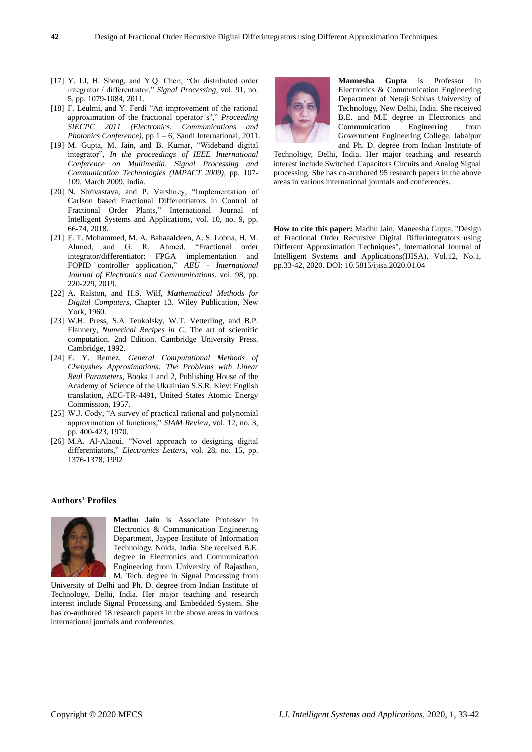[17] Y. LI, H. Sheng, and Y.Q. Chen, "On distributed order integrator / differentiator," *Signal Processing*, vol. 91, no. 5, pp. 1079-1084, 2011.

[18] F. Leulmi, and Y. Ferdi "An improvement of the rational approximation of the fractional operator $s^{\alpha}$," *Proceeding SIECPC 2011 (Electronics, Communications and Photonics Conference)*, pp 1 – 6, Saudi International, 2011.

[19] M. Gupta, M. Jain, and B. Kumar, "Wideband digital integrator", *In the proceedings of IEEE International Conference on Multimedia, Signal Processing and Communication Technologies (IMPACT 2009)*, pp. 107-109, March 2009, India.

[20] N. Shrivastava, and P. Varshney, "Implementation of Carlson based Fractional Differentiators in Control of Fractional Order Plants," International Journal of Intelligent Systems and Applications, vol. 10, no. 9, pp. 66-74, 2018.

[21] F. T. Mohammed, M. A. Bahaaaldeen, A. S. Lobna, H. M. Ahmed, and G. R. Ahmed, "Fractional order integrator/differentiator: FPGA implementation and FOPID controller application," *AEU - International Journal of Electronics and Communications*, vol. 98, pp. 220-229, 2019.

[22] A. Ralston, and H.S. Wilf, *Mathematical Methods for Digital Computers*, Chapter 13. Wiley Publication, New York, 1960.

[23] W.H. Press, S.A Teukolsky, W.T. Vetterling, and B.P. Flannery, *Numerical Recipes in C*. The art of scientific computation. 2nd Edition. Cambridge University Press. Cambridge, 1992.

[24] E. Y. Remez, *General Computational Methods of Chebyshev Approximations: The Problems with Linear Real Parameters*, Books 1 and 2, Publishing House of the Academy of Science of the Ukrainian S.S.R. Kiev: English translation, AEC-TR-4491, United States Atomic Energy Commission, 1957.

[25] W.J. Cody, "A survey of practical rational and polynomial approximation of functions," *SIAM Review*, vol. 12, no. 3, pp. 400-423, 1970.

[26] M.A. Al-Alaoui, "Novel approach to designing digital differentiators," *Electronics Letters*, vol. 28, no. 15, pp. 1376-1378, 1992

## Authors' Profiles

**Madhu Jain** is Associate Professor in Electronics & Communication Engineering Department, Jaypee Institute of Information Technology, Noida, India. She received B.E. degree in Electronics and Communication Engineering from University of Rajasthan, M. Tech. degree in Signal Processing from University of Delhi and Ph. D. degree from Indian Institute of Technology, Delhi, India. Her major teaching and research interest include Signal Processing and Embedded System. She has co-authored 18 research papers in the above areas in various international journals and conferences.

**Mannesha Gupta** is Professor in Electronics & Communication Engineering Department of Netaji Subhas University of Technology, New Delhi, India. She received B.E. and M.E degree in Electronics and Communication Engineering from Government Engineering College, Jabalpur and Ph. D. degree from Indian Institute of Technology, Delhi, India. Her major teaching and research interest include Switched Capacitors Circuits and Analog Signal processing. She has co-authored 95 research papers in the above areas in various international journals and conferences.

**How to cite this paper:** Madhu Jain, Maneesha Gupta, "Design of Fractional Order Recursive Digital Differintegrators using Different Approximation Techniques", International Journal of Intelligent Systems and Applications(IJISA), Vol.12, No.1, pp.33-42, 2020. DOI: 10.5815/ijisa.2020.01.04